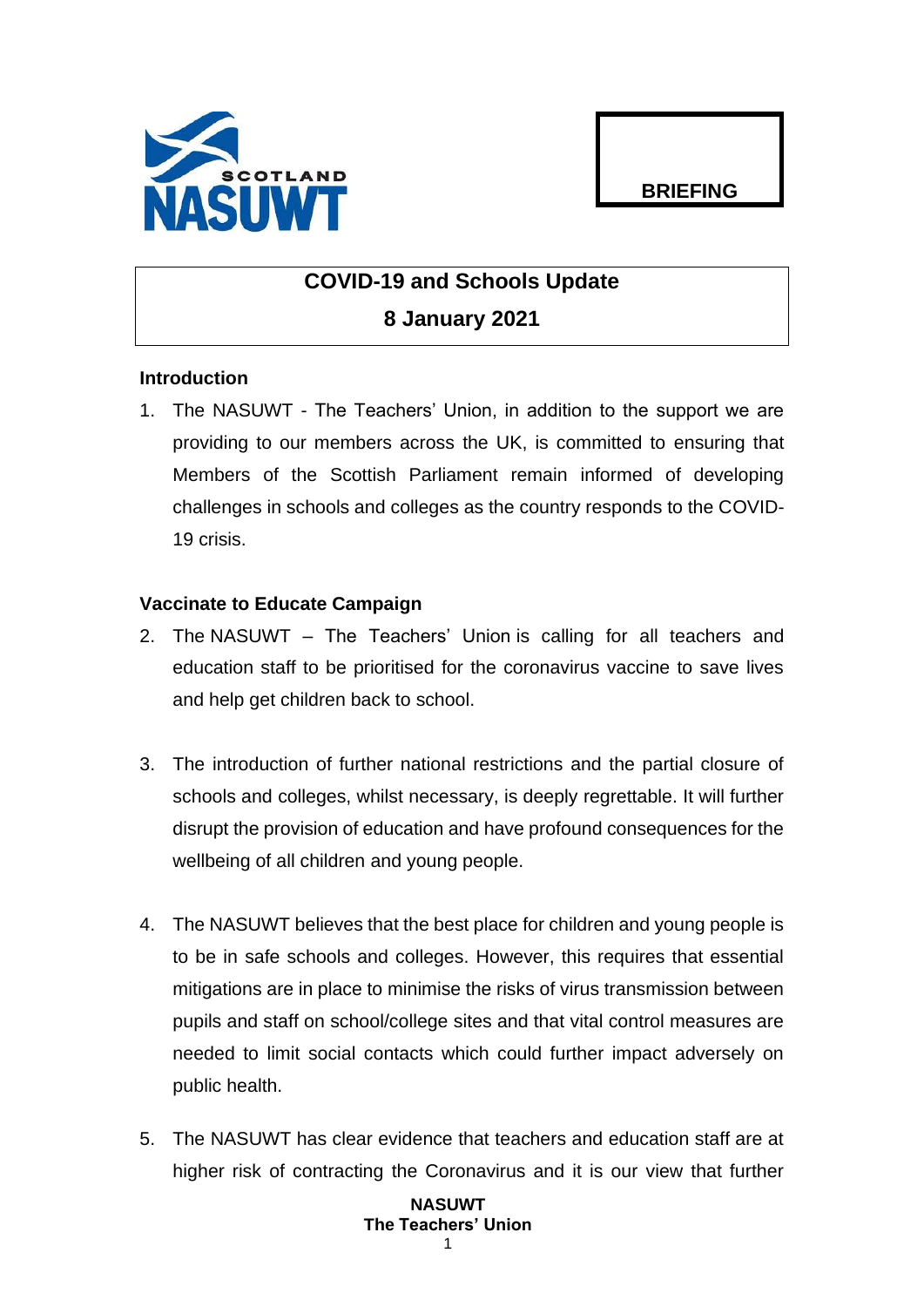NASUWT Scotland

**BRIEFING**

# COVID-19 and Schools Update
## 8 January 2021

### Introduction

1. The NASUWT - The Teachers' Union, in addition to the support we are providing to our members across the UK, is committed to ensuring that Members of the Scottish Parliament remain informed of developing challenges in schools and colleges as the country responds to the COVID-19 crisis.

### Vaccinate to Educate Campaign

2. The NASUWT – The Teachers' Union is calling for all teachers and education staff to be prioritised for the coronavirus vaccine to save lives and help get children back to school.

3. The introduction of further national restrictions and the partial closure of schools and colleges, whilst necessary, is deeply regrettable. It will further disrupt the provision of education and have profound consequences for the wellbeing of all children and young people.

4. The NASUWT believes that the best place for children and young people is to be in safe schools and colleges. However, this requires that essential mitigations are in place to minimise the risks of virus transmission between pupils and staff on school/college sites and that vital control measures are needed to limit social contacts which could further impact adversely on public health.

5. The NASUWT has clear evidence that teachers and education staff are at higher risk of contracting the Coronavirus and it is our view that further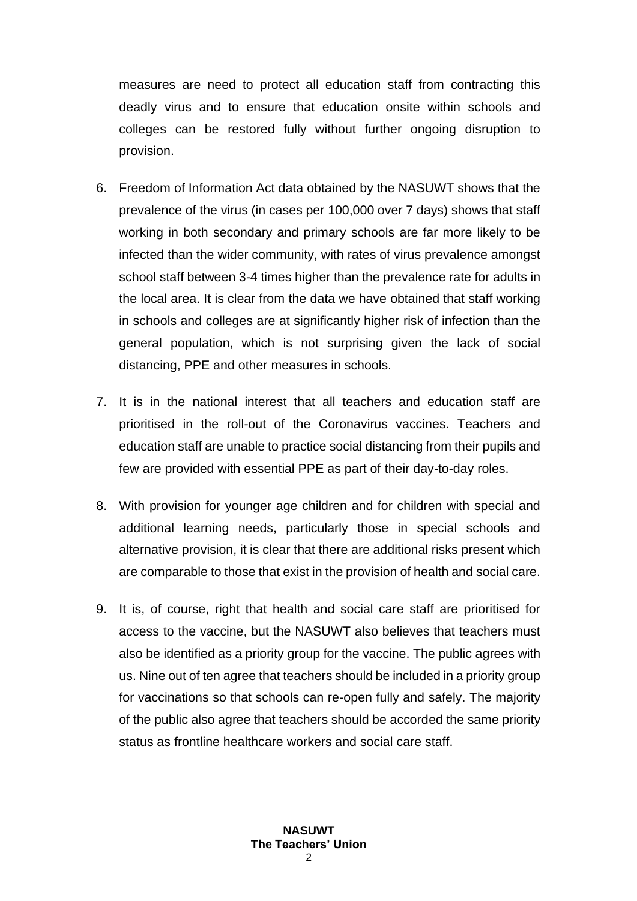measures are need to protect all education staff from contracting this deadly virus and to ensure that education onsite within schools and colleges can be restored fully without further ongoing disruption to provision.

6. Freedom of Information Act data obtained by the NASUWT shows that the prevalence of the virus (in cases per 100,000 over 7 days) shows that staff working in both secondary and primary schools are far more likely to be infected than the wider community, with rates of virus prevalence amongst school staff between 3-4 times higher than the prevalence rate for adults in the local area. It is clear from the data we have obtained that staff working in schools and colleges are at significantly higher risk of infection than the general population, which is not surprising given the lack of social distancing, PPE and other measures in schools.

7. It is in the national interest that all teachers and education staff are prioritised in the roll-out of the Coronavirus vaccines. Teachers and education staff are unable to practice social distancing from their pupils and few are provided with essential PPE as part of their day-to-day roles.

8. With provision for younger age children and for children with special and additional learning needs, particularly those in special schools and alternative provision, it is clear that there are additional risks present which are comparable to those that exist in the provision of health and social care.

9. It is, of course, right that health and social care staff are prioritised for access to the vaccine, but the NASUWT also believes that teachers must also be identified as a priority group for the vaccine. The public agrees with us. Nine out of ten agree that teachers should be included in a priority group for vaccinations so that schools can re-open fully and safely. The majority of the public also agree that teachers should be accorded the same priority status as frontline healthcare workers and social care staff.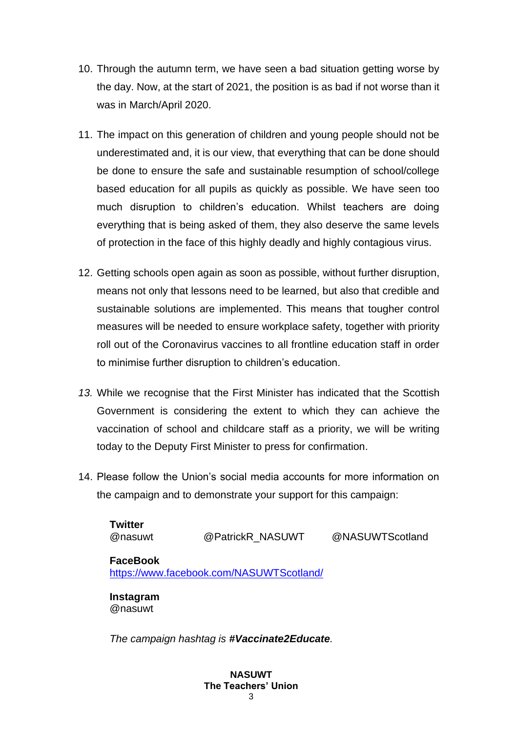10. Through the autumn term, we have seen a bad situation getting worse by the day. Now, at the start of 2021, the position is as bad if not worse than it was in March/April 2020.

11. The impact on this generation of children and young people should not be underestimated and, it is our view, that everything that can be done should be done to ensure the safe and sustainable resumption of school/college based education for all pupils as quickly as possible. We have seen too much disruption to children's education. Whilst teachers are doing everything that is being asked of them, they also deserve the same levels of protection in the face of this highly deadly and highly contagious virus.

12. Getting schools open again as soon as possible, without further disruption, means not only that lessons need to be learned, but also that credible and sustainable solutions are implemented. This means that tougher control measures will be needed to ensure workplace safety, together with priority roll out of the Coronavirus vaccines to all frontline education staff in order to minimise further disruption to children's education.

13. While we recognise that the First Minister has indicated that the Scottish Government is considering the extent to which they can achieve the vaccination of school and childcare staff as a priority, we will be writing today to the Deputy First Minister to press for confirmation.

14. Please follow the Union's social media accounts for more information on the campaign and to demonstrate your support for this campaign:

**Twitter**
@nasuwt @PatrickR_NASUWT @NASUWTScotland

**FaceBook**
https://www.facebook.com/NASUWTScotland/

**Instagram**
@nasuwt

*The campaign hashtag is **#Vaccinate2Educate**.*

**NASUWT**
**The Teachers' Union**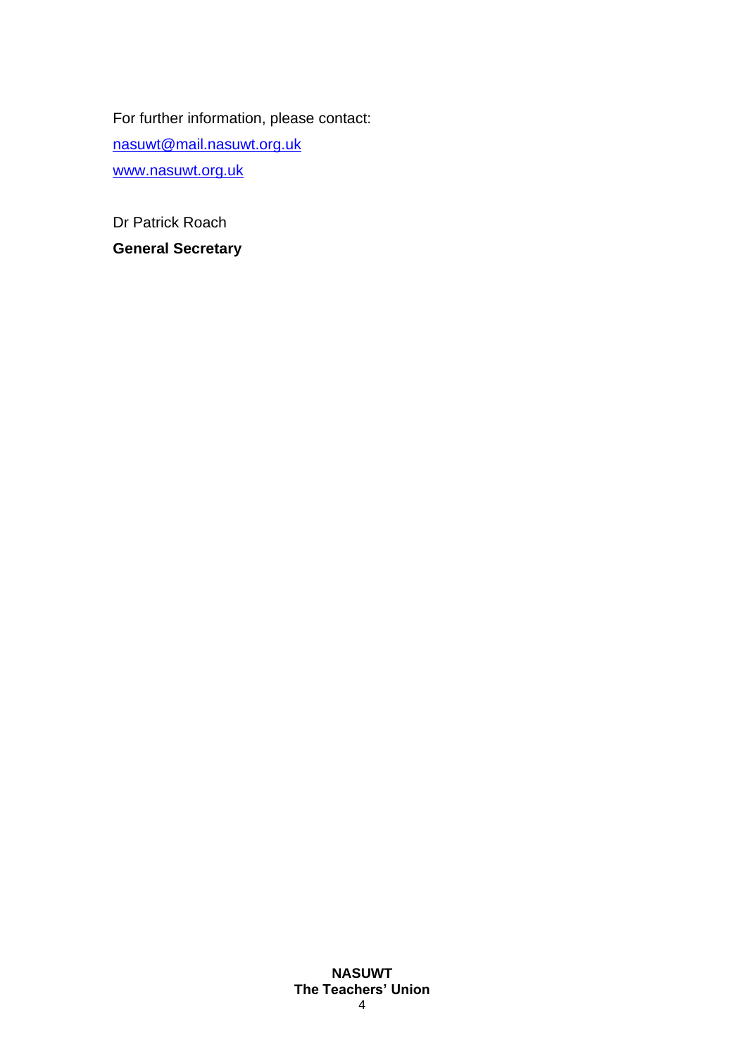For further information, please contact:

nasuwt@mail.nasuwt.org.uk

www.nasuwt.org.uk

Dr Patrick Roach

**General Secretary**